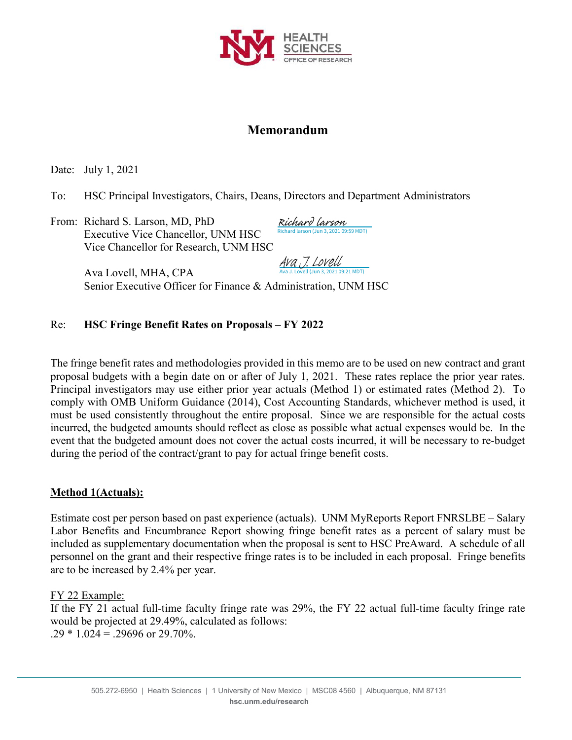HEALTH SCIENCES
OFFICE OF RESEARCH

# Memorandum

Date: July 1, 2021

To: HSC Principal Investigators, Chairs, Deans, Directors and Department Administrators

From: Richard S. Larson, MD, PhD
Executive Vice Chancellor, UNM HSC
Vice Chancellor for Research, UNM HSC

*Richard larson*
Richard larson (Jun 3, 2021 09:59 MDT)

Ava Lovell, MHA, CPA
Senior Executive Officer for Finance & Administration, UNM HSC

*Ava J. Lovell*
Ava J. Lovell (Jun 3, 2021 09:21 MDT)

Re: **HSC Fringe Benefit Rates on Proposals – FY 2022**

The fringe benefit rates and methodologies provided in this memo are to be used on new contract and grant proposal budgets with a begin date on or after of July 1, 2021. These rates replace the prior year rates. Principal investigators may use either prior year actuals (Method 1) or estimated rates (Method 2). To comply with OMB Uniform Guidance (2014), Cost Accounting Standards, whichever method is used, it must be used consistently throughout the entire proposal. Since we are responsible for the actual costs incurred, the budgeted amounts should reflect as close as possible what actual expenses would be. In the event that the budgeted amount does not cover the actual costs incurred, it will be necessary to re-budget during the period of the contract/grant to pay for actual fringe benefit costs.

**<u>Method 1(Actuals):</u>**

Estimate cost per person based on past experience (actuals). UNM MyReports Report FNRSLBE – Salary Labor Benefits and Encumbrance Report showing fringe benefit rates as a percent of salary <u>must</u> be included as supplementary documentation when the proposal is sent to HSC PreAward. A schedule of all personnel on the grant and their respective fringe rates is to be included in each proposal. Fringe benefits are to be increased by 2.4% per year.

<u>FY 22 Example:</u>
If the FY 21 actual full-time faculty fringe rate was 29%, the FY 22 actual full-time faculty fringe rate would be projected at 29.49%, calculated as follows:
.29 * 1.024 = .29696 or 29.70%.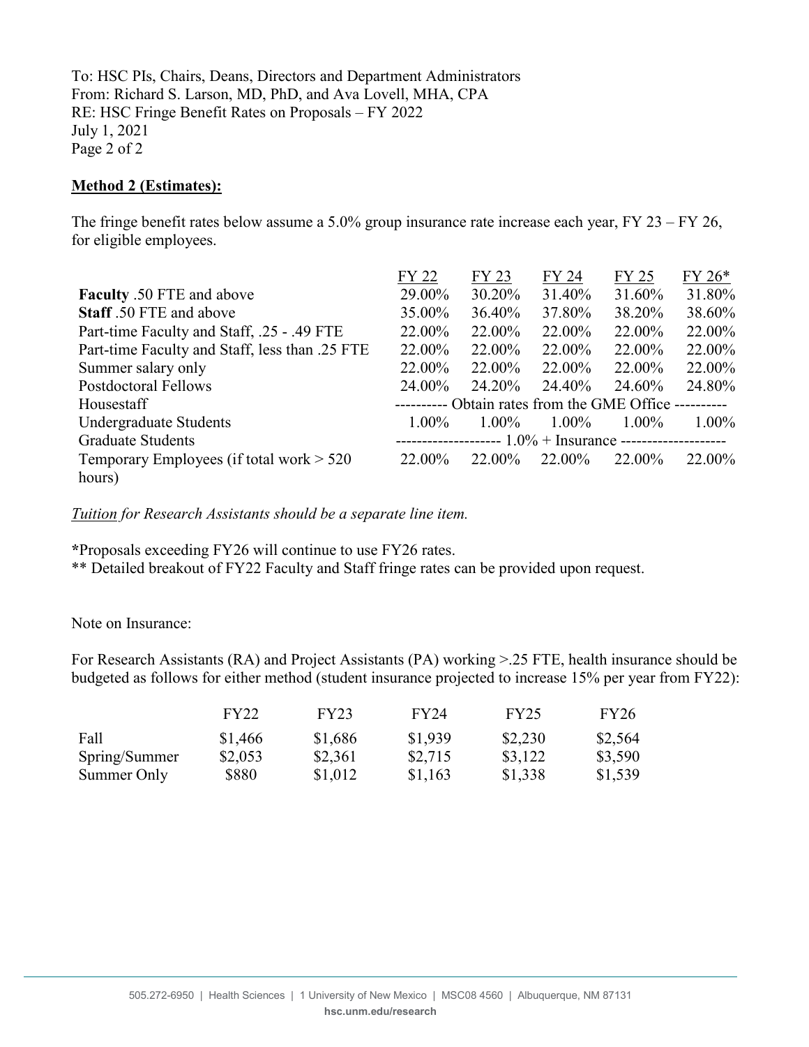To: HSC PIs, Chairs, Deans, Directors and Department Administrators
From: Richard S. Larson, MD, PhD, and Ava Lovell, MHA, CPA
RE: HSC Fringe Benefit Rates on Proposals – FY 2022
July 1, 2021

**Method 2 (Estimates):**

The fringe benefit rates below assume a 5.0% group insurance rate increase each year, FY 23 – FY 26, for eligible employees.

| | FY 22 | FY 23 | FY 24 | FY 25 | FY 26* |
|---|---|---|---|---|---|
| **Faculty** .50 FTE and above | 29.00% | 30.20% | 31.40% | 31.60% | 31.80% |
| **Staff** .50 FTE and above | 35.00% | 36.40% | 37.80% | 38.20% | 38.60% |
| Part-time Faculty and Staff, .25 - .49 FTE | 22.00% | 22.00% | 22.00% | 22.00% | 22.00% |
| Part-time Faculty and Staff, less than .25 FTE | 22.00% | 22.00% | 22.00% | 22.00% | 22.00% |
| Summer salary only | 22.00% | 22.00% | 22.00% | 22.00% | 22.00% |
| Postdoctoral Fellows | 24.00% | 24.20% | 24.40% | 24.60% | 24.80% |
| Housestaff | ---------- Obtain rates from the GME Office ---------- | | | | |
| Undergraduate Students | 1.00% | 1.00% | 1.00% | 1.00% | 1.00% |
| Graduate Students | ------------------- 1.0% + Insurance ------------------- | | | | |
| Temporary Employees (if total work > 520 hours) | 22.00% | 22.00% | 22.00% | 22.00% | 22.00% |

*<u>Tuition</u> for Research Assistants should be a separate line item.*

**\***Proposals exceeding FY26 will continue to use FY26 rates.
** Detailed breakout of FY22 Faculty and Staff fringe rates can be provided upon request.

Note on Insurance:

For Research Assistants (RA) and Project Assistants (PA) working >.25 FTE, health insurance should be budgeted as follows for either method (student insurance projected to increase 15% per year from FY22):

| | FY22 | FY23 | FY24 | FY25 | FY26 |
|---|---|---|---|---|---|
| Fall | $1,466 | $1,686 | $1,939 | $2,230 | $2,564 |
| Spring/Summer | $2,053 | $2,361 | $2,715 | $3,122 | $3,590 |
| Summer Only | $880 | $1,012 | $1,163 | $1,338 | $1,539 |

505.272-6950 | Health Sciences | 1 University of New Mexico | MSC08 4560 | Albuquerque, NM 87131
**hsc.unm.edu/research**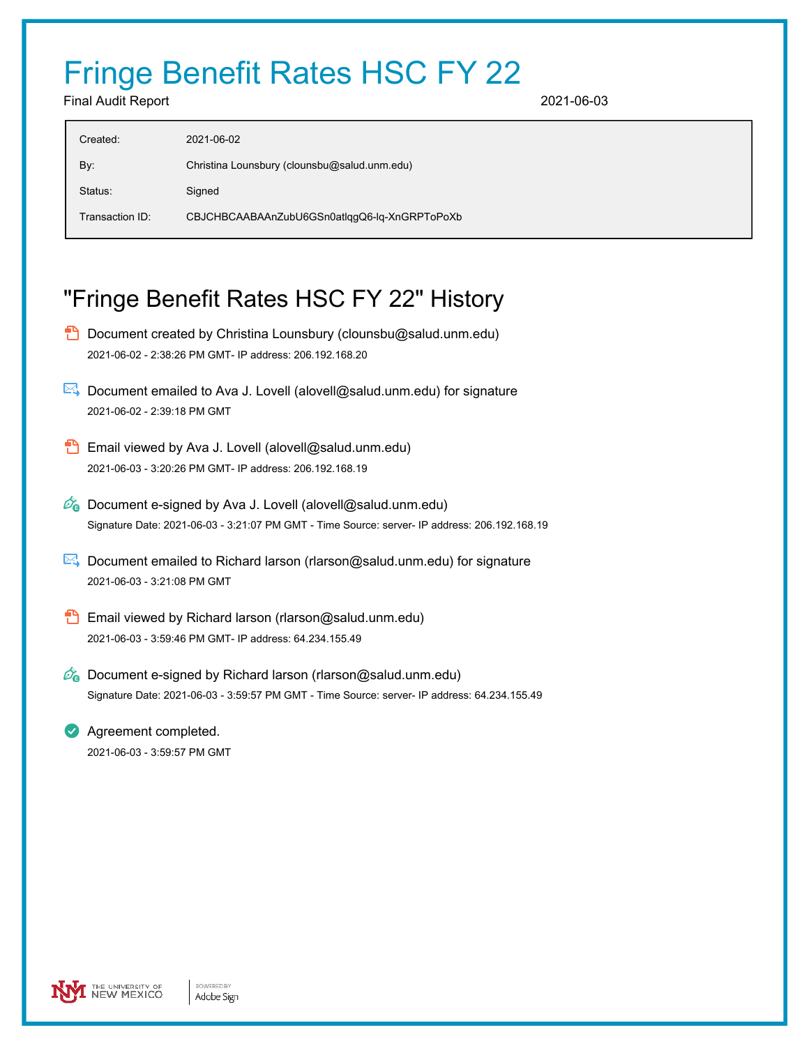# Fringe Benefit Rates HSC FY 22

Final Audit Report 2021-06-03

| | |
|---|---|
| Created: | 2021-06-02 |
| By: | Christina Lounsbury (clounsbu@salud.unm.edu) |
| Status: | Signed |
| Transaction ID: | CBJCHBCAABAAnZubU6GSn0atlqgQ6-lq-XnGRPToPoXb |

## "Fringe Benefit Rates HSC FY 22" History

- Document created by Christina Lounsbury (clounsbu@salud.unm.edu)
  2021-06-02 - 2:38:26 PM GMT- IP address: 206.192.168.20

- Document emailed to Ava J. Lovell (alovell@salud.unm.edu) for signature
  2021-06-02 - 2:39:18 PM GMT

- Email viewed by Ava J. Lovell (alovell@salud.unm.edu)
  2021-06-03 - 3:20:26 PM GMT- IP address: 206.192.168.19

- Document e-signed by Ava J. Lovell (alovell@salud.unm.edu)
  Signature Date: 2021-06-03 - 3:21:07 PM GMT - Time Source: server- IP address: 206.192.168.19

- Document emailed to Richard larson (rlarson@salud.unm.edu) for signature
  2021-06-03 - 3:21:08 PM GMT

- Email viewed by Richard larson (rlarson@salud.unm.edu)
  2021-06-03 - 3:59:46 PM GMT- IP address: 64.234.155.49

- Document e-signed by Richard larson (rlarson@salud.unm.edu)
  Signature Date: 2021-06-03 - 3:59:57 PM GMT - Time Source: server- IP address: 64.234.155.49

- Agreement completed.
  2021-06-03 - 3:59:57 PM GMT

THE UNIVERSITY OF NEW MEXICO | POWERED BY Adobe Sign